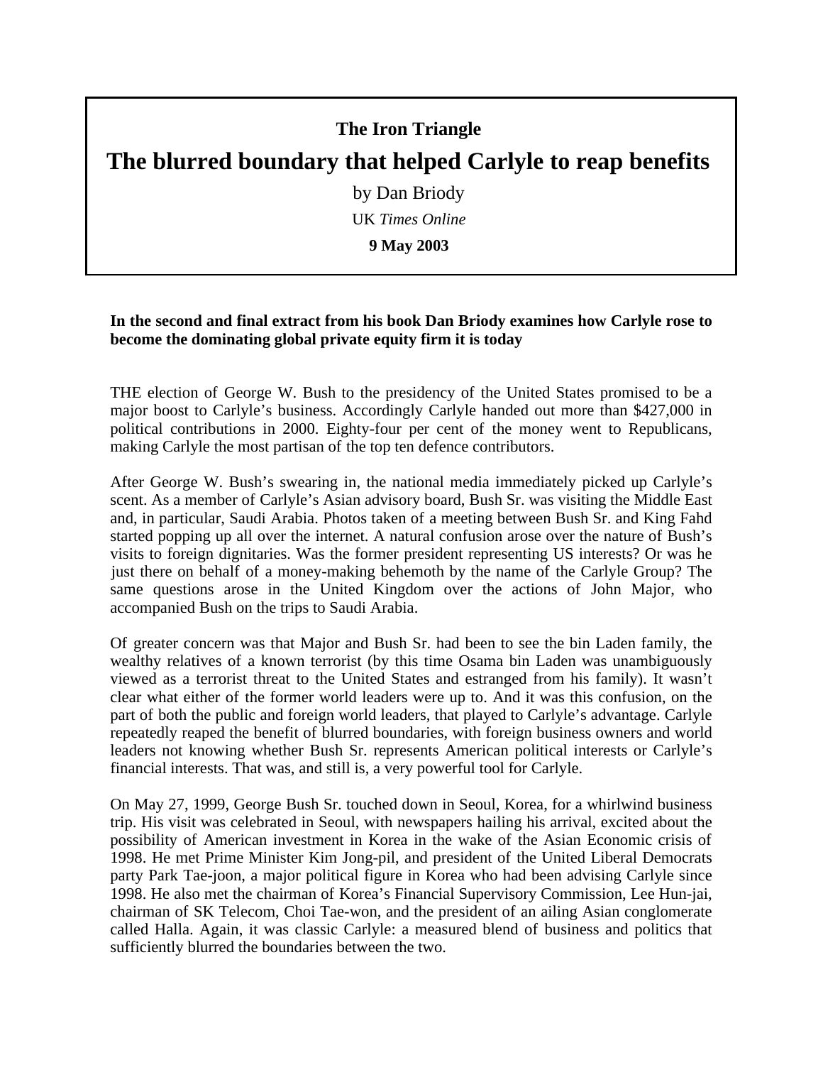**The Iron Triangle**

# The blurred boundary that helped Carlyle to reap benefits

by Dan Briody

UK *Times Online*

**9 May 2003**

**In the second and final extract from his book Dan Briody examines how Carlyle rose to become the dominating global private equity firm it is today**

THE election of George W. Bush to the presidency of the United States promised to be a major boost to Carlyle's business. Accordingly Carlyle handed out more than $427,000 in political contributions in 2000. Eighty-four per cent of the money went to Republicans, making Carlyle the most partisan of the top ten defence contributors.

After George W. Bush's swearing in, the national media immediately picked up Carlyle's scent. As a member of Carlyle's Asian advisory board, Bush Sr. was visiting the Middle East and, in particular, Saudi Arabia. Photos taken of a meeting between Bush Sr. and King Fahd started popping up all over the internet. A natural confusion arose over the nature of Bush's visits to foreign dignitaries. Was the former president representing US interests? Or was he just there on behalf of a money-making behemoth by the name of the Carlyle Group? The same questions arose in the United Kingdom over the actions of John Major, who accompanied Bush on the trips to Saudi Arabia.

Of greater concern was that Major and Bush Sr. had been to see the bin Laden family, the wealthy relatives of a known terrorist (by this time Osama bin Laden was unambiguously viewed as a terrorist threat to the United States and estranged from his family). It wasn't clear what either of the former world leaders were up to. And it was this confusion, on the part of both the public and foreign world leaders, that played to Carlyle's advantage. Carlyle repeatedly reaped the benefit of blurred boundaries, with foreign business owners and world leaders not knowing whether Bush Sr. represents American political interests or Carlyle's financial interests. That was, and still is, a very powerful tool for Carlyle.

On May 27, 1999, George Bush Sr. touched down in Seoul, Korea, for a whirlwind business trip. His visit was celebrated in Seoul, with newspapers hailing his arrival, excited about the possibility of American investment in Korea in the wake of the Asian Economic crisis of 1998. He met Prime Minister Kim Jong-pil, and president of the United Liberal Democrats party Park Tae-joon, a major political figure in Korea who had been advising Carlyle since 1998. He also met the chairman of Korea's Financial Supervisory Commission, Lee Hun-jai, chairman of SK Telecom, Choi Tae-won, and the president of an ailing Asian conglomerate called Halla. Again, it was classic Carlyle: a measured blend of business and politics that sufficiently blurred the boundaries between the two.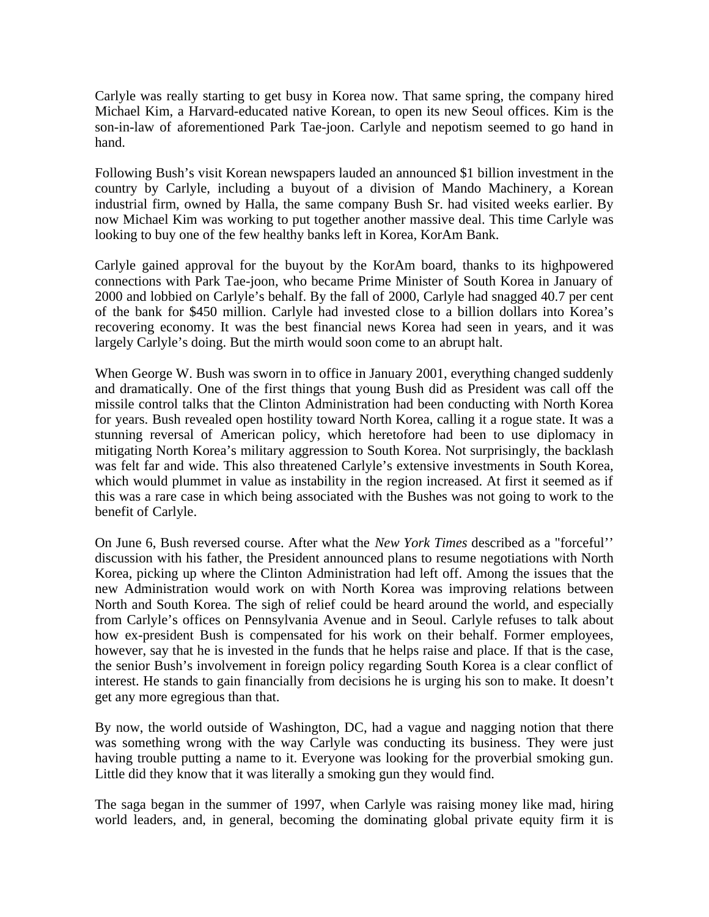Carlyle was really starting to get busy in Korea now. That same spring, the company hired Michael Kim, a Harvard-educated native Korean, to open its new Seoul offices. Kim is the son-in-law of aforementioned Park Tae-joon. Carlyle and nepotism seemed to go hand in hand.

Following Bush's visit Korean newspapers lauded an announced $1 billion investment in the country by Carlyle, including a buyout of a division of Mando Machinery, a Korean industrial firm, owned by Halla, the same company Bush Sr. had visited weeks earlier. By now Michael Kim was working to put together another massive deal. This time Carlyle was looking to buy one of the few healthy banks left in Korea, KorAm Bank.

Carlyle gained approval for the buyout by the KorAm board, thanks to its highpowered connections with Park Tae-joon, who became Prime Minister of South Korea in January of 2000 and lobbied on Carlyle's behalf. By the fall of 2000, Carlyle had snagged 40.7 per cent of the bank for $450 million. Carlyle had invested close to a billion dollars into Korea's recovering economy. It was the best financial news Korea had seen in years, and it was largely Carlyle's doing. But the mirth would soon come to an abrupt halt.

When George W. Bush was sworn in to office in January 2001, everything changed suddenly and dramatically. One of the first things that young Bush did as President was call off the missile control talks that the Clinton Administration had been conducting with North Korea for years. Bush revealed open hostility toward North Korea, calling it a rogue state. It was a stunning reversal of American policy, which heretofore had been to use diplomacy in mitigating North Korea's military aggression to South Korea. Not surprisingly, the backlash was felt far and wide. This also threatened Carlyle's extensive investments in South Korea, which would plummet in value as instability in the region increased. At first it seemed as if this was a rare case in which being associated with the Bushes was not going to work to the benefit of Carlyle.

On June 6, Bush reversed course. After what the *New York Times* described as a "forceful'' discussion with his father, the President announced plans to resume negotiations with North Korea, picking up where the Clinton Administration had left off. Among the issues that the new Administration would work on with North Korea was improving relations between North and South Korea. The sigh of relief could be heard around the world, and especially from Carlyle's offices on Pennsylvania Avenue and in Seoul. Carlyle refuses to talk about how ex-president Bush is compensated for his work on their behalf. Former employees, however, say that he is invested in the funds that he helps raise and place. If that is the case, the senior Bush's involvement in foreign policy regarding South Korea is a clear conflict of interest. He stands to gain financially from decisions he is urging his son to make. It doesn't get any more egregious than that.

By now, the world outside of Washington, DC, had a vague and nagging notion that there was something wrong with the way Carlyle was conducting its business. They were just having trouble putting a name to it. Everyone was looking for the proverbial smoking gun. Little did they know that it was literally a smoking gun they would find.

The saga began in the summer of 1997, when Carlyle was raising money like mad, hiring world leaders, and, in general, becoming the dominating global private equity firm it is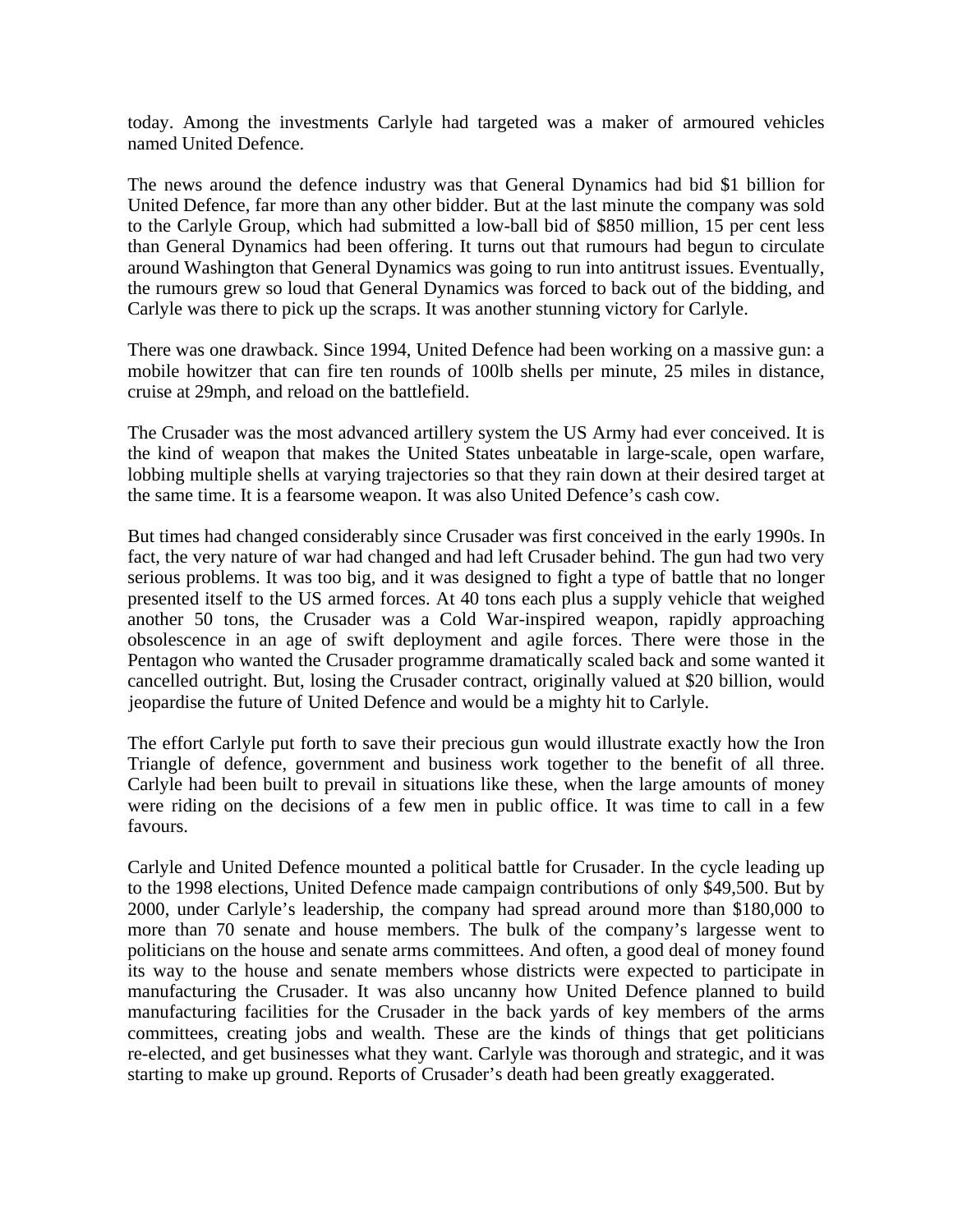today. Among the investments Carlyle had targeted was a maker of armoured vehicles named United Defence.

The news around the defence industry was that General Dynamics had bid $1 billion for United Defence, far more than any other bidder. But at the last minute the company was sold to the Carlyle Group, which had submitted a low-ball bid of $850 million, 15 per cent less than General Dynamics had been offering. It turns out that rumours had begun to circulate around Washington that General Dynamics was going to run into antitrust issues. Eventually, the rumours grew so loud that General Dynamics was forced to back out of the bidding, and Carlyle was there to pick up the scraps. It was another stunning victory for Carlyle.

There was one drawback. Since 1994, United Defence had been working on a massive gun: a mobile howitzer that can fire ten rounds of 100lb shells per minute, 25 miles in distance, cruise at 29mph, and reload on the battlefield.

The Crusader was the most advanced artillery system the US Army had ever conceived. It is the kind of weapon that makes the United States unbeatable in large-scale, open warfare, lobbing multiple shells at varying trajectories so that they rain down at their desired target at the same time. It is a fearsome weapon. It was also United Defence's cash cow.

But times had changed considerably since Crusader was first conceived in the early 1990s. In fact, the very nature of war had changed and had left Crusader behind. The gun had two very serious problems. It was too big, and it was designed to fight a type of battle that no longer presented itself to the US armed forces. At 40 tons each plus a supply vehicle that weighed another 50 tons, the Crusader was a Cold War-inspired weapon, rapidly approaching obsolescence in an age of swift deployment and agile forces. There were those in the Pentagon who wanted the Crusader programme dramatically scaled back and some wanted it cancelled outright. But, losing the Crusader contract, originally valued at $20 billion, would jeopardise the future of United Defence and would be a mighty hit to Carlyle.

The effort Carlyle put forth to save their precious gun would illustrate exactly how the Iron Triangle of defence, government and business work together to the benefit of all three. Carlyle had been built to prevail in situations like these, when the large amounts of money were riding on the decisions of a few men in public office. It was time to call in a few favours.

Carlyle and United Defence mounted a political battle for Crusader. In the cycle leading up to the 1998 elections, United Defence made campaign contributions of only $49,500. But by 2000, under Carlyle's leadership, the company had spread around more than $180,000 to more than 70 senate and house members. The bulk of the company's largesse went to politicians on the house and senate arms committees. And often, a good deal of money found its way to the house and senate members whose districts were expected to participate in manufacturing the Crusader. It was also uncanny how United Defence planned to build manufacturing facilities for the Crusader in the back yards of key members of the arms committees, creating jobs and wealth. These are the kinds of things that get politicians re-elected, and get businesses what they want. Carlyle was thorough and strategic, and it was starting to make up ground. Reports of Crusader's death had been greatly exaggerated.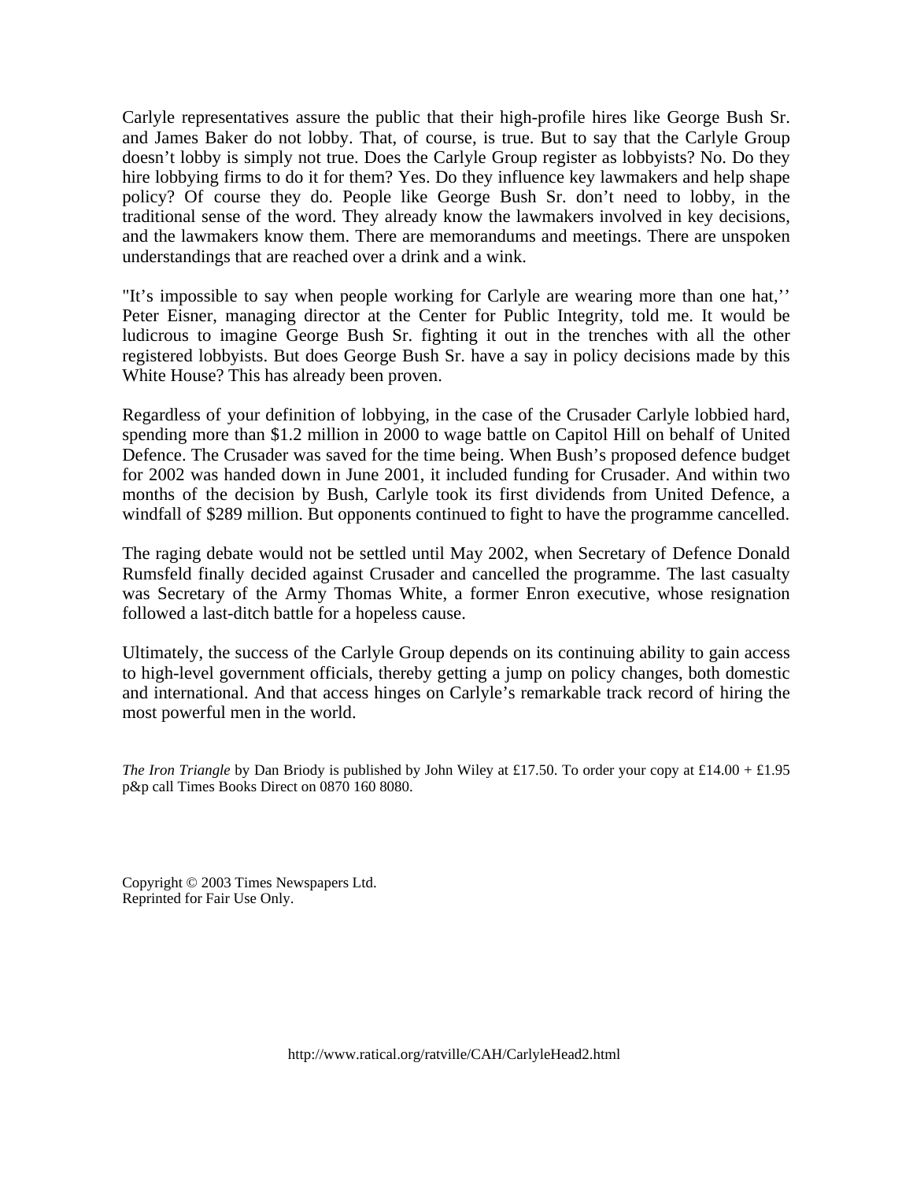Carlyle representatives assure the public that their high-profile hires like George Bush Sr. and James Baker do not lobby. That, of course, is true. But to say that the Carlyle Group doesn't lobby is simply not true. Does the Carlyle Group register as lobbyists? No. Do they hire lobbying firms to do it for them? Yes. Do they influence key lawmakers and help shape policy? Of course they do. People like George Bush Sr. don't need to lobby, in the traditional sense of the word. They already know the lawmakers involved in key decisions, and the lawmakers know them. There are memorandums and meetings. There are unspoken understandings that are reached over a drink and a wink.

"It's impossible to say when people working for Carlyle are wearing more than one hat,'' Peter Eisner, managing director at the Center for Public Integrity, told me. It would be ludicrous to imagine George Bush Sr. fighting it out in the trenches with all the other registered lobbyists. But does George Bush Sr. have a say in policy decisions made by this White House? This has already been proven.

Regardless of your definition of lobbying, in the case of the Crusader Carlyle lobbied hard, spending more than $1.2 million in 2000 to wage battle on Capitol Hill on behalf of United Defence. The Crusader was saved for the time being. When Bush's proposed defence budget for 2002 was handed down in June 2001, it included funding for Crusader. And within two months of the decision by Bush, Carlyle took its first dividends from United Defence, a windfall of $289 million. But opponents continued to fight to have the programme cancelled.

The raging debate would not be settled until May 2002, when Secretary of Defence Donald Rumsfeld finally decided against Crusader and cancelled the programme. The last casualty was Secretary of the Army Thomas White, a former Enron executive, whose resignation followed a last-ditch battle for a hopeless cause.

Ultimately, the success of the Carlyle Group depends on its continuing ability to gain access to high-level government officials, thereby getting a jump on policy changes, both domestic and international. And that access hinges on Carlyle's remarkable track record of hiring the most powerful men in the world.

*The Iron Triangle* by Dan Briody is published by John Wiley at £17.50. To order your copy at £14.00 + £1.95 p&p call Times Books Direct on 0870 160 8080.

Copyright © 2003 Times Newspapers Ltd.
Reprinted for Fair Use Only.

http://www.ratical.org/ratville/CAH/CarlyleHead2.html